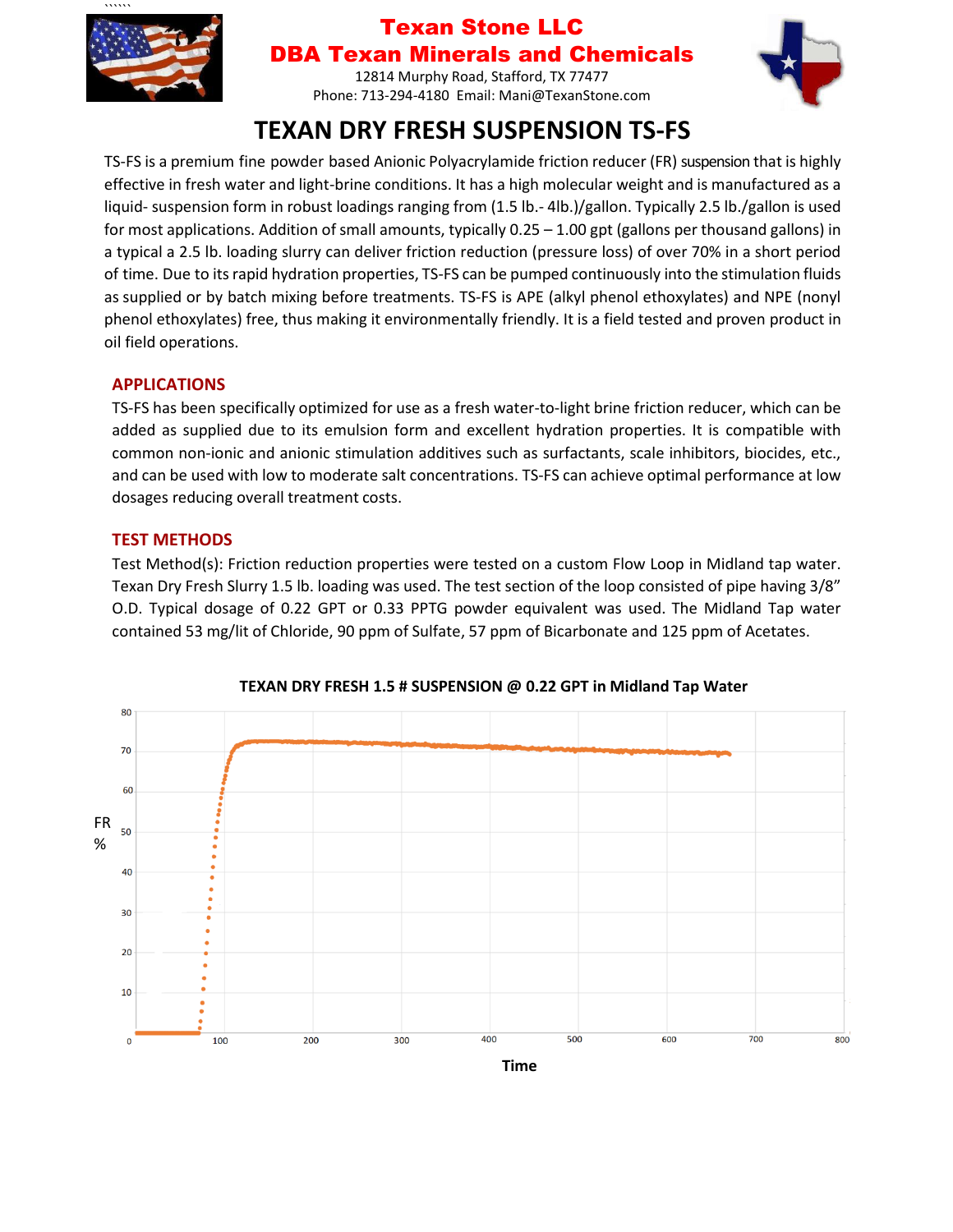# Texan Stone LLC
## DBA Texan Minerals and Chemicals

12814 Murphy Road, Stafford, TX 77477
Phone: 713-294-4180 Email: Mani@TexanStone.com

# TEXAN DRY FRESH SUSPENSION TS-FS

TS-FS is a premium fine powder based Anionic Polyacrylamide friction reducer (FR) suspension that is highly effective in fresh water and light-brine conditions. It has a high molecular weight and is manufactured as a liquid- suspension form in robust loadings ranging from (1.5 lb.- 4lb.)/gallon. Typically 2.5 lb./gallon is used for most applications. Addition of small amounts, typically 0.25 – 1.00 gpt (gallons per thousand gallons) in a typical a 2.5 lb. loading slurry can deliver friction reduction (pressure loss) of over 70% in a short period of time. Due to its rapid hydration properties, TS-FS can be pumped continuously into the stimulation fluids as supplied or by batch mixing before treatments. TS-FS is APE (alkyl phenol ethoxylates) and NPE (nonyl phenol ethoxylates) free, thus making it environmentally friendly. It is a field tested and proven product in oil field operations.

## APPLICATIONS

TS-FS has been specifically optimized for use as a fresh water-to-light brine friction reducer, which can be added as supplied due to its emulsion form and excellent hydration properties. It is compatible with common non-ionic and anionic stimulation additives such as surfactants, scale inhibitors, biocides, etc., and can be used with low to moderate salt concentrations. TS-FS can achieve optimal performance at low dosages reducing overall treatment costs.

## TEST METHODS

Test Method(s): Friction reduction properties were tested on a custom Flow Loop in Midland tap water. Texan Dry Fresh Slurry 1.5 lb. loading was used. The test section of the loop consisted of pipe having 3/8" O.D. Typical dosage of 0.22 GPT or 0.33 PPTG powder equivalent was used. The Midland Tap water contained 53 mg/lit of Chloride, 90 ppm of Sulfate, 57 ppm of Bicarbonate and 125 ppm of Acetates.

**TEXAN DRY FRESH 1.5 # SUSPENSION @ 0.22 GPT in Midland Tap Water**

(Chart: FR % (0–80) vs. Time (0–800))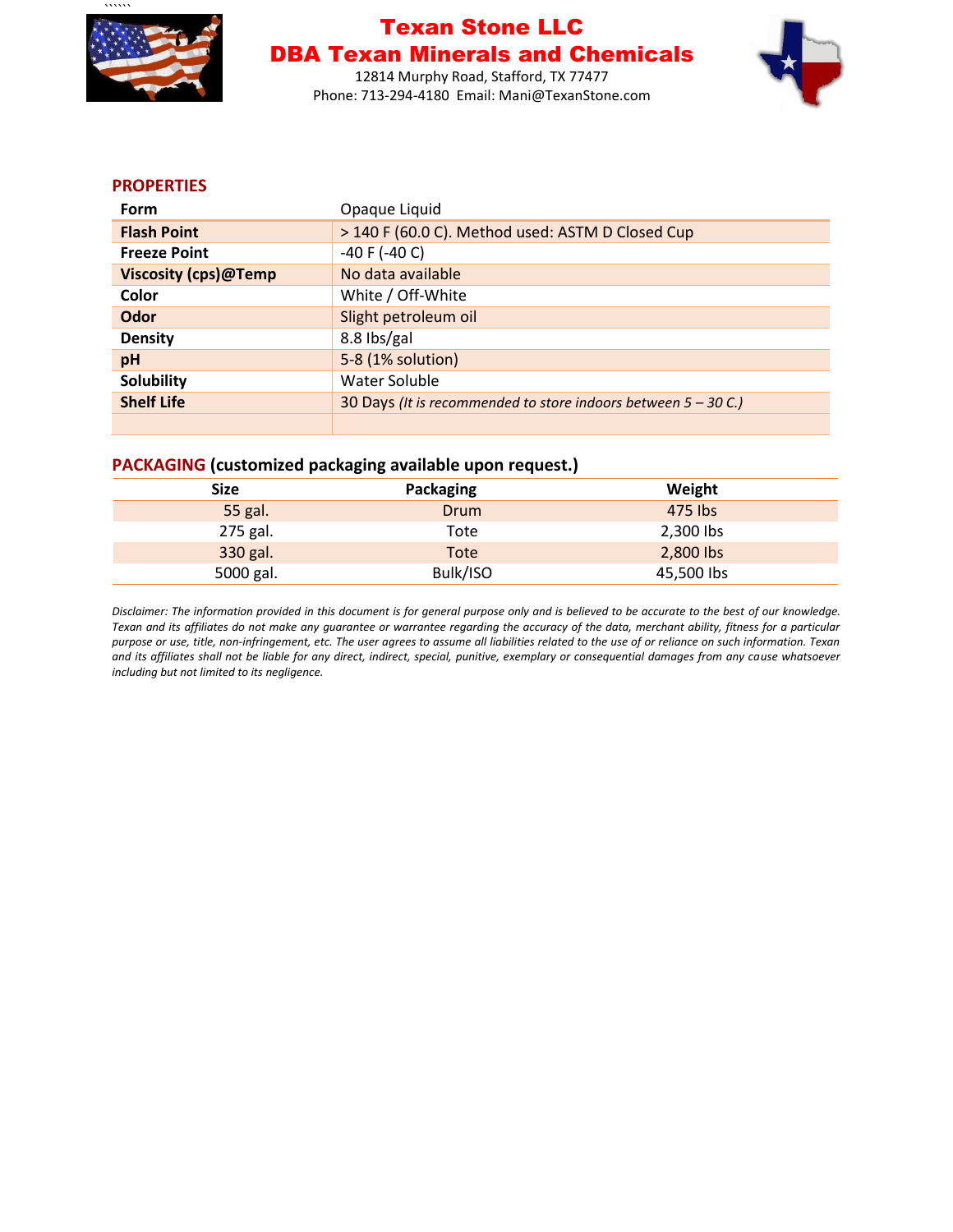# Texan Stone LLC
# DBA Texan Minerals and Chemicals

12814 Murphy Road, Stafford, TX 77477
Phone: 713-294-4180 Email: Mani@TexanStone.com

## PROPERTIES

| | |
|---|---|
| **Form** | Opaque Liquid |
| **Flash Point** | > 140 F (60.0 C). Method used: ASTM D Closed Cup |
| **Freeze Point** | -40 F (-40 C) |
| **Viscosity (cps)@Temp** | No data available |
| **Color** | White / Off-White |
| **Odor** | Slight petroleum oil |
| **Density** | 8.8 lbs/gal |
| **pH** | 5-8 (1% solution) |
| **Solubility** | Water Soluble |
| **Shelf Life** | 30 Days *(It is recommended to store indoors between 5 – 30 C.)* |
| | |

## PACKAGING (customized packaging available upon request.)

| Size | Packaging | Weight |
|---|---|---|
| 55 gal. | Drum | 475 lbs |
| 275 gal. | Tote | 2,300 lbs |
| 330 gal. | Tote | 2,800 lbs |
| 5000 gal. | Bulk/ISO | 45,500 lbs |

*Disclaimer: The information provided in this document is for general purpose only and is believed to be accurate to the best of our knowledge. Texan and its affiliates do not make any guarantee or warrantee regarding the accuracy of the data, merchant ability, fitness for a particular purpose or use, title, non-infringement, etc. The user agrees to assume all liabilities related to the use of or reliance on such information. Texan and its affiliates shall not be liable for any direct, indirect, special, punitive, exemplary or consequential damages from any cause whatsoever including but not limited to its negligence.*